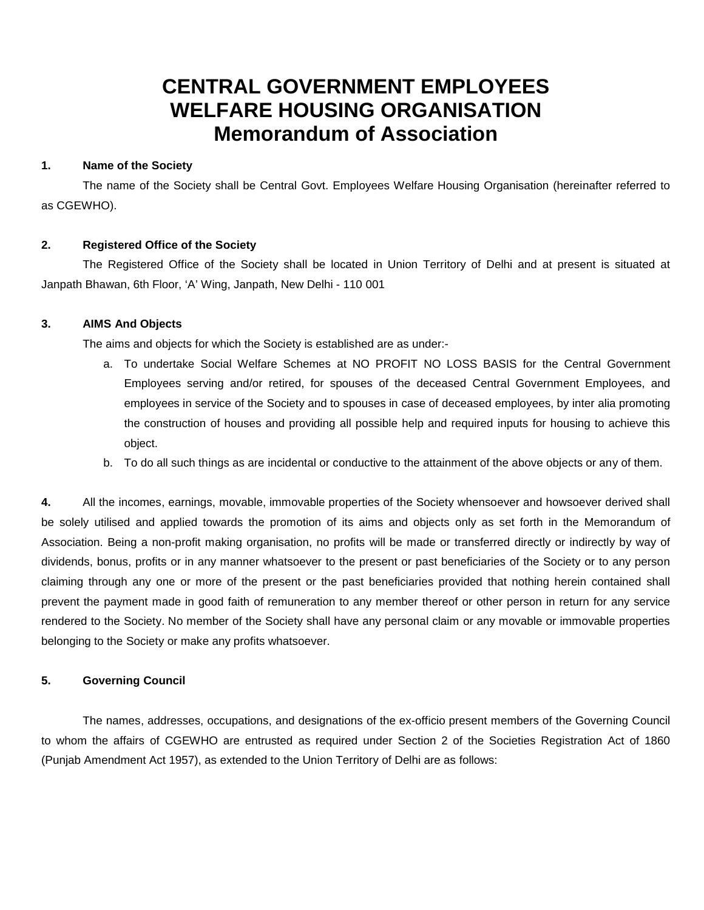# CENTRAL GOVERNMENT EMPLOYEES WELFARE HOUSING ORGANISATION
# Memorandum of Association

**1. Name of the Society**

The name of the Society shall be Central Govt. Employees Welfare Housing Organisation (hereinafter referred to as CGEWHO).

**2. Registered Office of the Society**

The Registered Office of the Society shall be located in Union Territory of Delhi and at present is situated at Janpath Bhawan, 6th Floor, 'A' Wing, Janpath, New Delhi - 110 001

**3. AIMS And Objects**

The aims and objects for which the Society is established are as under:-

a. To undertake Social Welfare Schemes at NO PROFIT NO LOSS BASIS for the Central Government Employees serving and/or retired, for spouses of the deceased Central Government Employees, and employees in service of the Society and to spouses in case of deceased employees, by inter alia promoting the construction of houses and providing all possible help and required inputs for housing to achieve this object.
b. To do all such things as are incidental or conductive to the attainment of the above objects or any of them.

**4.** All the incomes, earnings, movable, immovable properties of the Society whensoever and howsoever derived shall be solely utilised and applied towards the promotion of its aims and objects only as set forth in the Memorandum of Association. Being a non-profit making organisation, no profits will be made or transferred directly or indirectly by way of dividends, bonus, profits or in any manner whatsoever to the present or past beneficiaries of the Society or to any person claiming through any one or more of the present or the past beneficiaries provided that nothing herein contained shall prevent the payment made in good faith of remuneration to any member thereof or other person in return for any service rendered to the Society. No member of the Society shall have any personal claim or any movable or immovable properties belonging to the Society or make any profits whatsoever.

**5. Governing Council**

The names, addresses, occupations, and designations of the ex-officio present members of the Governing Council to whom the affairs of CGEWHO are entrusted as required under Section 2 of the Societies Registration Act of 1860 (Punjab Amendment Act 1957), as extended to the Union Territory of Delhi are as follows: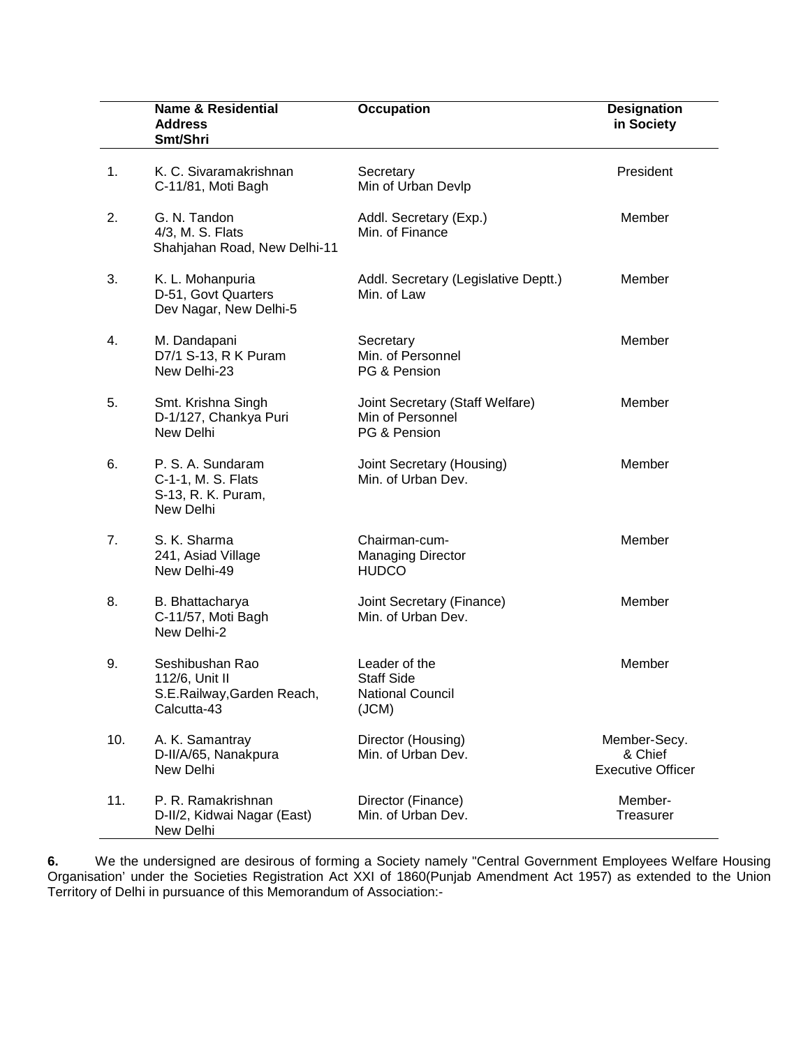| | Name & Residential Address Smt/Shri | Occupation | Designation in Society |
|---|---|---|---|
| 1. | K. C. Sivaramakrishnan C-11/81, Moti Bagh | Secretary Min of Urban Devlp | President |
| 2. | G. N. Tandon 4/3, M. S. Flats Shahjahan Road, New Delhi-11 | Addl. Secretary (Exp.) Min. of Finance | Member |
| 3. | K. L. Mohanpuria D-51, Govt Quarters Dev Nagar, New Delhi-5 | Addl. Secretary (Legislative Deptt.) Min. of Law | Member |
| 4. | M. Dandapani D7/1 S-13, R K Puram New Delhi-23 | Secretary Min. of Personnel PG & Pension | Member |
| 5. | Smt. Krishna Singh D-1/127, Chankya Puri New Delhi | Joint Secretary (Staff Welfare) Min of Personnel PG & Pension | Member |
| 6. | P. S. A. Sundaram C-1-1, M. S. Flats S-13, R. K. Puram, New Delhi | Joint Secretary (Housing) Min. of Urban Dev. | Member |
| 7. | S. K. Sharma 241, Asiad Village New Delhi-49 | Chairman-cum- Managing Director HUDCO | Member |
| 8. | B. Bhattacharya C-11/57, Moti Bagh New Delhi-2 | Joint Secretary (Finance) Min. of Urban Dev. | Member |
| 9. | Seshibushan Rao 112/6, Unit II S.E.Railway,Garden Reach, Calcutta-43 | Leader of the Staff Side National Council (JCM) | Member |
| 10. | A. K. Samantray D-II/A/65, Nanakpura New Delhi | Director (Housing) Min. of Urban Dev. | Member-Secy. & Chief Executive Officer |
| 11. | P. R. Ramakrishnan D-II/2, Kidwai Nagar (East) New Delhi | Director (Finance) Min. of Urban Dev. | Member- Treasurer |

**6.** We the undersigned are desirous of forming a Society namely "Central Government Employees Welfare Housing Organisation' under the Societies Registration Act XXI of 1860(Punjab Amendment Act 1957) as extended to the Union Territory of Delhi in pursuance of this Memorandum of Association:-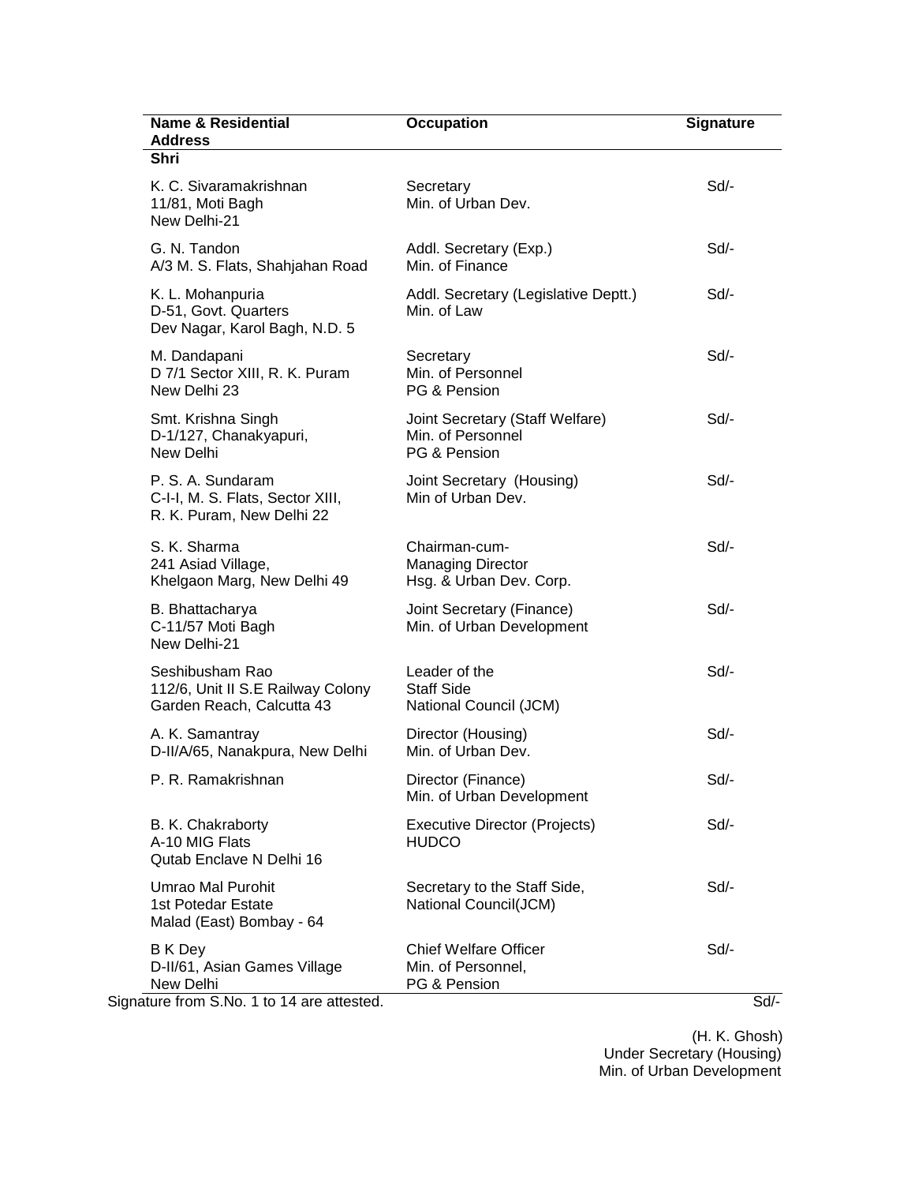| Name & Residential Address | Occupation | Signature |
|---|---|---|
| **Shri** | | |
| K. C. Sivaramakrishnan<br>11/81, Moti Bagh<br>New Delhi-21 | Secretary<br>Min. of Urban Dev. | Sd/- |
| G. N. Tandon<br>A/3 M. S. Flats, Shahjahan Road | Addl. Secretary (Exp.)<br>Min. of Finance | Sd/- |
| K. L. Mohanpuria<br>D-51, Govt. Quarters<br>Dev Nagar, Karol Bagh, N.D. 5 | Addl. Secretary (Legislative Deptt.)<br>Min. of Law | Sd/- |
| M. Dandapani<br>D 7/1 Sector XIII, R. K. Puram<br>New Delhi 23 | Secretary<br>Min. of Personnel<br>PG & Pension | Sd/- |
| Smt. Krishna Singh<br>D-1/127, Chanakyapuri,<br>New Delhi | Joint Secretary (Staff Welfare)<br>Min. of Personnel<br>PG & Pension | Sd/- |
| P. S. A. Sundaram<br>C-I-I, M. S. Flats, Sector XIII,<br>R. K. Puram, New Delhi 22 | Joint Secretary (Housing)<br>Min of Urban Dev. | Sd/- |
| S. K. Sharma<br>241 Asiad Village,<br>Khelgaon Marg, New Delhi 49 | Chairman-cum-<br>Managing Director<br>Hsg. & Urban Dev. Corp. | Sd/- |
| B. Bhattacharya<br>C-11/57 Moti Bagh<br>New Delhi-21 | Joint Secretary (Finance)<br>Min. of Urban Development | Sd/- |
| Seshibusham Rao<br>112/6, Unit II S.E Railway Colony<br>Garden Reach, Calcutta 43 | Leader of the<br>Staff Side<br>National Council (JCM) | Sd/- |
| A. K. Samantray<br>D-II/A/65, Nanakpura, New Delhi | Director (Housing)<br>Min. of Urban Dev. | Sd/- |
| P. R. Ramakrishnan | Director (Finance)<br>Min. of Urban Development | Sd/- |
| B. K. Chakraborty<br>A-10 MIG Flats<br>Qutab Enclave N Delhi 16 | Executive Director (Projects)<br>HUDCO | Sd/- |
| Umrao Mal Purohit<br>1st Potedar Estate<br>Malad (East) Bombay - 64 | Secretary to the Staff Side,<br>National Council(JCM) | Sd/- |
| B K Dey<br>D-II/61, Asian Games Village<br>New Delhi | Chief Welfare Officer<br>Min. of Personnel,<br>PG & Pension | Sd/- |

Signature from S.No. 1 to 14 are attested.

Sd/-

(H. K. Ghosh)
Under Secretary (Housing)
Min. of Urban Development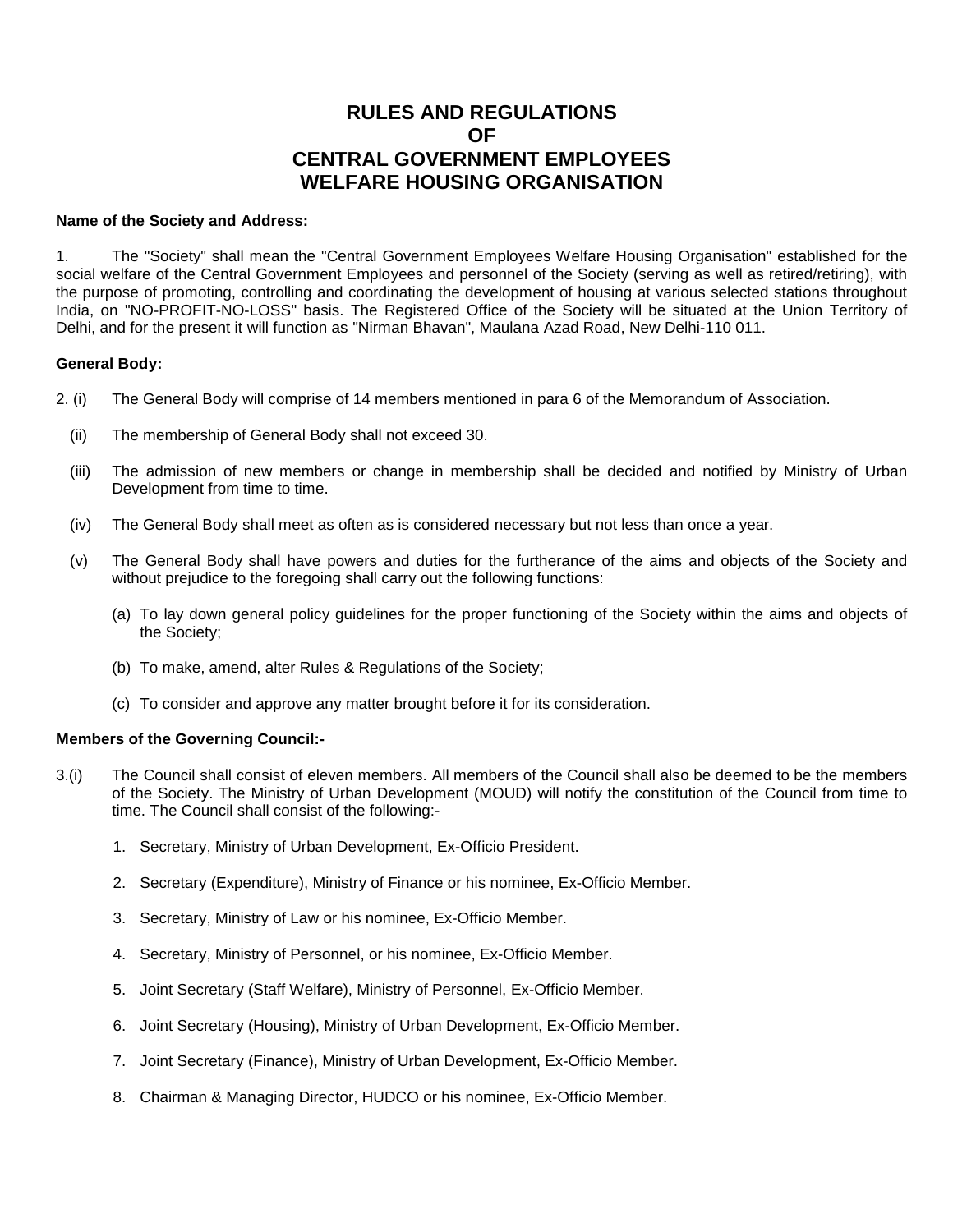# RULES AND REGULATIONS OF CENTRAL GOVERNMENT EMPLOYEES WELFARE HOUSING ORGANISATION

**Name of the Society and Address:**

1. The "Society" shall mean the "Central Government Employees Welfare Housing Organisation" established for the social welfare of the Central Government Employees and personnel of the Society (serving as well as retired/retiring), with the purpose of promoting, controlling and coordinating the development of housing at various selected stations throughout India, on "NO-PROFIT-NO-LOSS" basis. The Registered Office of the Society will be situated at the Union Territory of Delhi, and for the present it will function as "Nirman Bhavan", Maulana Azad Road, New Delhi-110 011.

**General Body:**

2. (i) The General Body will comprise of 14 members mentioned in para 6 of the Memorandum of Association.

(ii) The membership of General Body shall not exceed 30.

(iii) The admission of new members or change in membership shall be decided and notified by Ministry of Urban Development from time to time.

(iv) The General Body shall meet as often as is considered necessary but not less than once a year.

(v) The General Body shall have powers and duties for the furtherance of the aims and objects of the Society and without prejudice to the foregoing shall carry out the following functions:

(a) To lay down general policy guidelines for the proper functioning of the Society within the aims and objects of the Society;

(b) To make, amend, alter Rules & Regulations of the Society;

(c) To consider and approve any matter brought before it for its consideration.

**Members of the Governing Council:-**

3.(i) The Council shall consist of eleven members. All members of the Council shall also be deemed to be the members of the Society. The Ministry of Urban Development (MOUD) will notify the constitution of the Council from time to time. The Council shall consist of the following:-

1. Secretary, Ministry of Urban Development, Ex-Officio President.
2. Secretary (Expenditure), Ministry of Finance or his nominee, Ex-Officio Member.
3. Secretary, Ministry of Law or his nominee, Ex-Officio Member.
4. Secretary, Ministry of Personnel, or his nominee, Ex-Officio Member.
5. Joint Secretary (Staff Welfare), Ministry of Personnel, Ex-Officio Member.
6. Joint Secretary (Housing), Ministry of Urban Development, Ex-Officio Member.
7. Joint Secretary (Finance), Ministry of Urban Development, Ex-Officio Member.
8. Chairman & Managing Director, HUDCO or his nominee, Ex-Officio Member.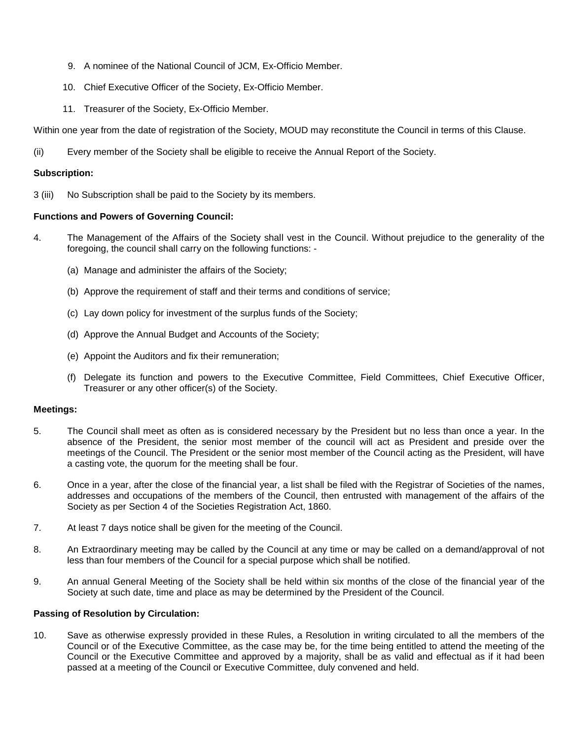9. A nominee of the National Council of JCM, Ex-Officio Member.
10. Chief Executive Officer of the Society, Ex-Officio Member.
11. Treasurer of the Society, Ex-Officio Member.

Within one year from the date of registration of the Society, MOUD may reconstitute the Council in terms of this Clause.

(ii) Every member of the Society shall be eligible to receive the Annual Report of the Society.

**Subscription:**

3 (iii) No Subscription shall be paid to the Society by its members.

**Functions and Powers of Governing Council:**

4. The Management of the Affairs of the Society shall vest in the Council. Without prejudice to the generality of the foregoing, the council shall carry on the following functions: -

   (a) Manage and administer the affairs of the Society;

   (b) Approve the requirement of staff and their terms and conditions of service;

   (c) Lay down policy for investment of the surplus funds of the Society;

   (d) Approve the Annual Budget and Accounts of the Society;

   (e) Appoint the Auditors and fix their remuneration;

   (f) Delegate its function and powers to the Executive Committee, Field Committees, Chief Executive Officer, Treasurer or any other officer(s) of the Society.

**Meetings:**

5. The Council shall meet as often as is considered necessary by the President but no less than once a year. In the absence of the President, the senior most member of the council will act as President and preside over the meetings of the Council. The President or the senior most member of the Council acting as the President, will have a casting vote, the quorum for the meeting shall be four.

6. Once in a year, after the close of the financial year, a list shall be filed with the Registrar of Societies of the names, addresses and occupations of the members of the Council, then entrusted with management of the affairs of the Society as per Section 4 of the Societies Registration Act, 1860.

7. At least 7 days notice shall be given for the meeting of the Council.

8. An Extraordinary meeting may be called by the Council at any time or may be called on a demand/approval of not less than four members of the Council for a special purpose which shall be notified.

9. An annual General Meeting of the Society shall be held within six months of the close of the financial year of the Society at such date, time and place as may be determined by the President of the Council.

**Passing of Resolution by Circulation:**

10. Save as otherwise expressly provided in these Rules, a Resolution in writing circulated to all the members of the Council or of the Executive Committee, as the case may be, for the time being entitled to attend the meeting of the Council or the Executive Committee and approved by a majority, shall be as valid and effectual as if it had been passed at a meeting of the Council or Executive Committee, duly convened and held.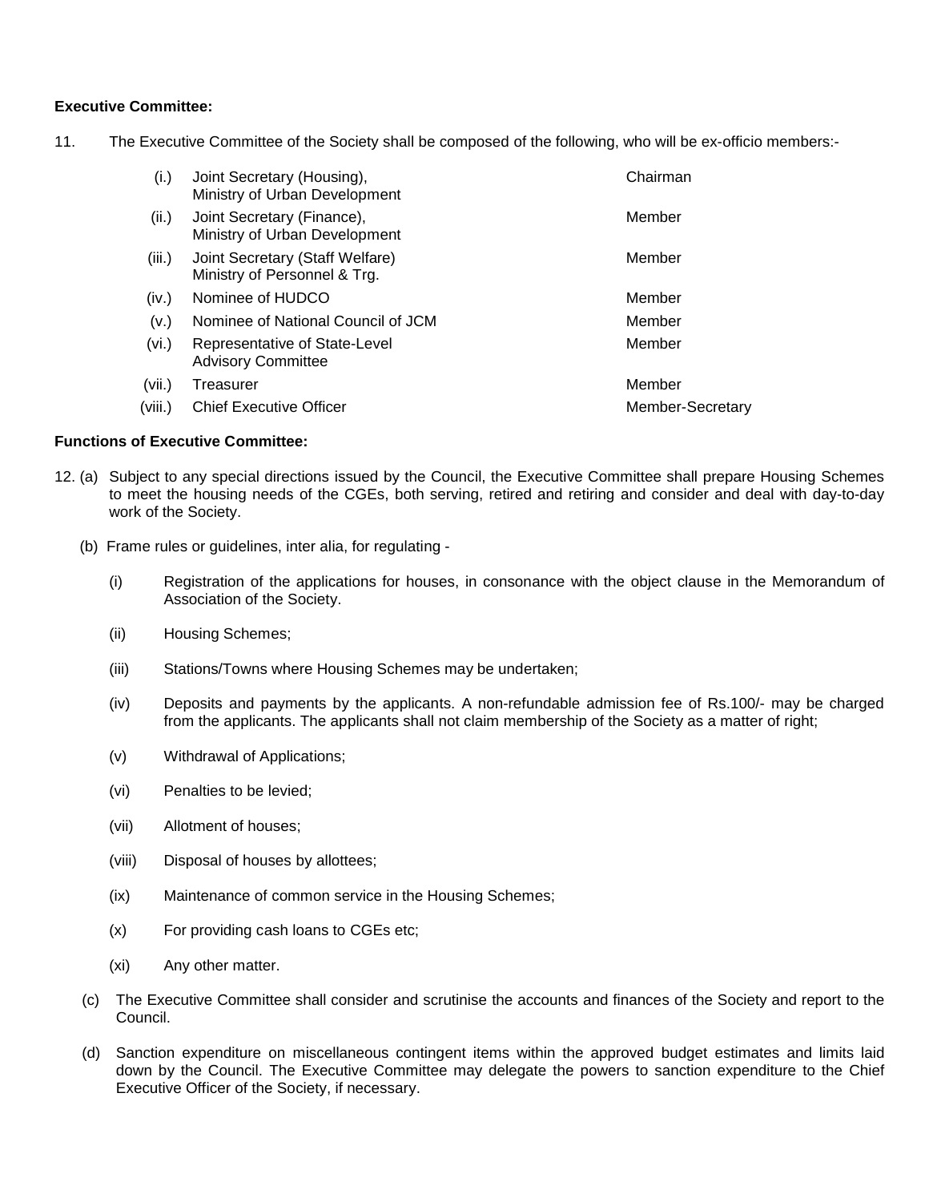**Executive Committee:**

11. The Executive Committee of the Society shall be composed of the following, who will be ex-officio members:-

| | | |
|---|---|---|
| (i.) | Joint Secretary (Housing), Ministry of Urban Development | Chairman |
| (ii.) | Joint Secretary (Finance), Ministry of Urban Development | Member |
| (iii.) | Joint Secretary (Staff Welfare) Ministry of Personnel & Trg. | Member |
| (iv.) | Nominee of HUDCO | Member |
| (v.) | Nominee of National Council of JCM | Member |
| (vi.) | Representative of State-Level Advisory Committee | Member |
| (vii.) | Treasurer | Member |
| (viii.) | Chief Executive Officer | Member-Secretary |

**Functions of Executive Committee:**

12. (a) Subject to any special directions issued by the Council, the Executive Committee shall prepare Housing Schemes to meet the housing needs of the CGEs, both serving, retired and retiring and consider and deal with day-to-day work of the Society.

(b) Frame rules or guidelines, inter alia, for regulating -

(i) Registration of the applications for houses, in consonance with the object clause in the Memorandum of Association of the Society.

(ii) Housing Schemes;

(iii) Stations/Towns where Housing Schemes may be undertaken;

(iv) Deposits and payments by the applicants. A non-refundable admission fee of Rs.100/- may be charged from the applicants. The applicants shall not claim membership of the Society as a matter of right;

(v) Withdrawal of Applications;

(vi) Penalties to be levied;

(vii) Allotment of houses;

(viii) Disposal of houses by allottees;

(ix) Maintenance of common service in the Housing Schemes;

(x) For providing cash loans to CGEs etc;

(xi) Any other matter.

(c) The Executive Committee shall consider and scrutinise the accounts and finances of the Society and report to the Council.

(d) Sanction expenditure on miscellaneous contingent items within the approved budget estimates and limits laid down by the Council. The Executive Committee may delegate the powers to sanction expenditure to the Chief Executive Officer of the Society, if necessary.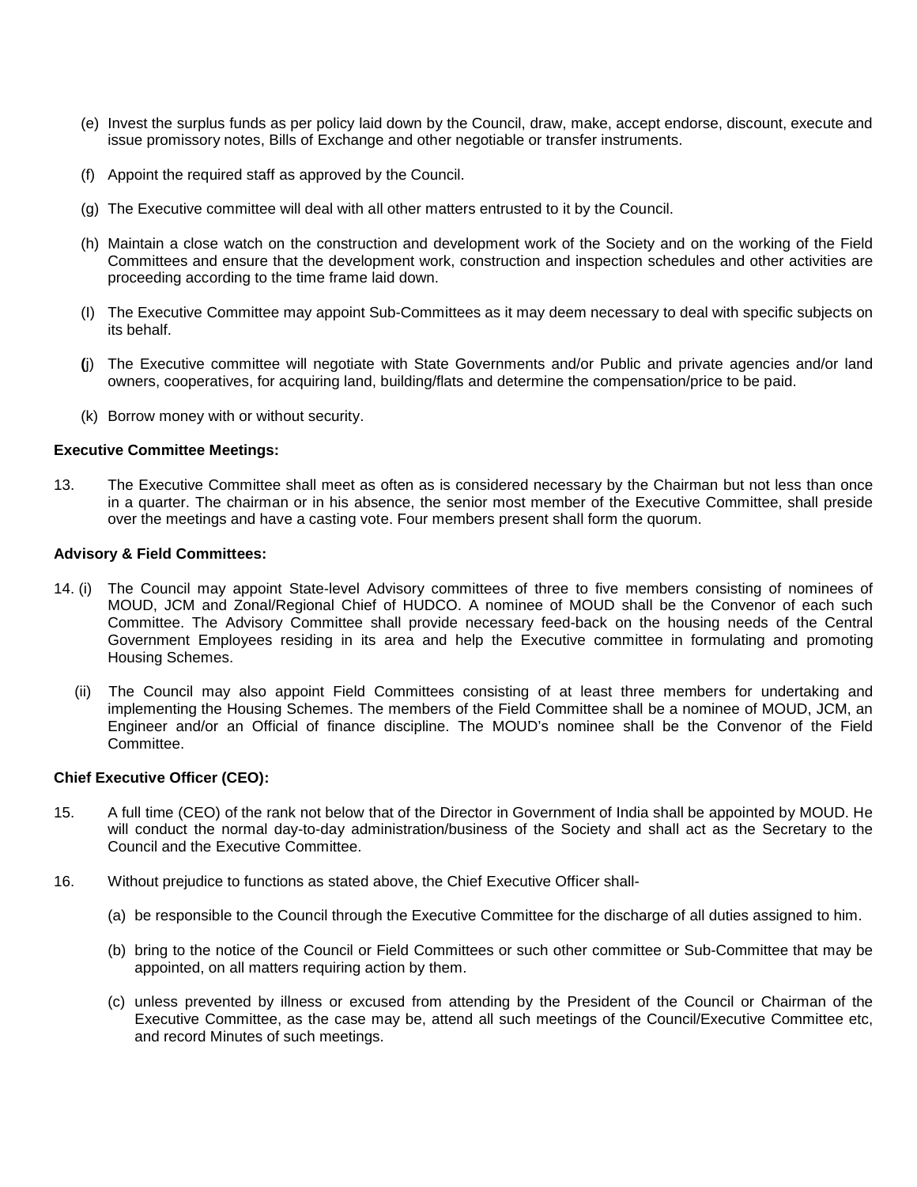(e) Invest the surplus funds as per policy laid down by the Council, draw, make, accept endorse, discount, execute and issue promissory notes, Bills of Exchange and other negotiable or transfer instruments.

(f) Appoint the required staff as approved by the Council.

(g) The Executive committee will deal with all other matters entrusted to it by the Council.

(h) Maintain a close watch on the construction and development work of the Society and on the working of the Field Committees and ensure that the development work, construction and inspection schedules and other activities are proceeding according to the time frame laid down.

(I) The Executive Committee may appoint Sub-Committees as it may deem necessary to deal with specific subjects on its behalf.

(j) The Executive committee will negotiate with State Governments and/or Public and private agencies and/or land owners, cooperatives, for acquiring land, building/flats and determine the compensation/price to be paid.

(k) Borrow money with or without security.

**Executive Committee Meetings:**

13. The Executive Committee shall meet as often as is considered necessary by the Chairman but not less than once in a quarter. The chairman or in his absence, the senior most member of the Executive Committee, shall preside over the meetings and have a casting vote. Four members present shall form the quorum.

**Advisory & Field Committees:**

14. (i) The Council may appoint State-level Advisory committees of three to five members consisting of nominees of MOUD, JCM and Zonal/Regional Chief of HUDCO. A nominee of MOUD shall be the Convenor of each such Committee. The Advisory Committee shall provide necessary feed-back on the housing needs of the Central Government Employees residing in its area and help the Executive committee in formulating and promoting Housing Schemes.

(ii) The Council may also appoint Field Committees consisting of at least three members for undertaking and implementing the Housing Schemes. The members of the Field Committee shall be a nominee of MOUD, JCM, an Engineer and/or an Official of finance discipline. The MOUD's nominee shall be the Convenor of the Field Committee.

**Chief Executive Officer (CEO):**

15. A full time (CEO) of the rank not below that of the Director in Government of India shall be appointed by MOUD. He will conduct the normal day-to-day administration/business of the Society and shall act as the Secretary to the Council and the Executive Committee.

16. Without prejudice to functions as stated above, the Chief Executive Officer shall-

(a) be responsible to the Council through the Executive Committee for the discharge of all duties assigned to him.

(b) bring to the notice of the Council or Field Committees or such other committee or Sub-Committee that may be appointed, on all matters requiring action by them.

(c) unless prevented by illness or excused from attending by the President of the Council or Chairman of the Executive Committee, as the case may be, attend all such meetings of the Council/Executive Committee etc, and record Minutes of such meetings.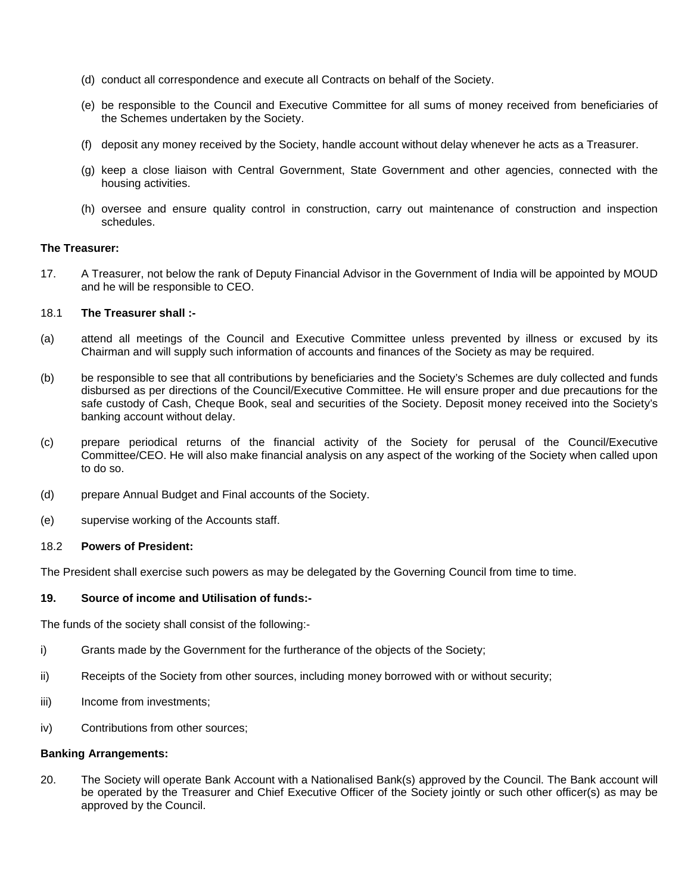(d) conduct all correspondence and execute all Contracts on behalf of the Society.

(e) be responsible to the Council and Executive Committee for all sums of money received from beneficiaries of the Schemes undertaken by the Society.

(f) deposit any money received by the Society, handle account without delay whenever he acts as a Treasurer.

(g) keep a close liaison with Central Government, State Government and other agencies, connected with the housing activities.

(h) oversee and ensure quality control in construction, carry out maintenance of construction and inspection schedules.

**The Treasurer:**

17. A Treasurer, not below the rank of Deputy Financial Advisor in the Government of India will be appointed by MOUD and he will be responsible to CEO.

18.1 **The Treasurer shall :-**

(a) attend all meetings of the Council and Executive Committee unless prevented by illness or excused by its Chairman and will supply such information of accounts and finances of the Society as may be required.

(b) be responsible to see that all contributions by beneficiaries and the Society's Schemes are duly collected and funds disbursed as per directions of the Council/Executive Committee. He will ensure proper and due precautions for the safe custody of Cash, Cheque Book, seal and securities of the Society. Deposit money received into the Society's banking account without delay.

(c) prepare periodical returns of the financial activity of the Society for perusal of the Council/Executive Committee/CEO. He will also make financial analysis on any aspect of the working of the Society when called upon to do so.

(d) prepare Annual Budget and Final accounts of the Society.

(e) supervise working of the Accounts staff.

18.2 **Powers of President:**

The President shall exercise such powers as may be delegated by the Governing Council from time to time.

**19. Source of income and Utilisation of funds:-**

The funds of the society shall consist of the following:-

i) Grants made by the Government for the furtherance of the objects of the Society;

ii) Receipts of the Society from other sources, including money borrowed with or without security;

iii) Income from investments;

iv) Contributions from other sources;

**Banking Arrangements:**

20. The Society will operate Bank Account with a Nationalised Bank(s) approved by the Council. The Bank account will be operated by the Treasurer and Chief Executive Officer of the Society jointly or such other officer(s) as may be approved by the Council.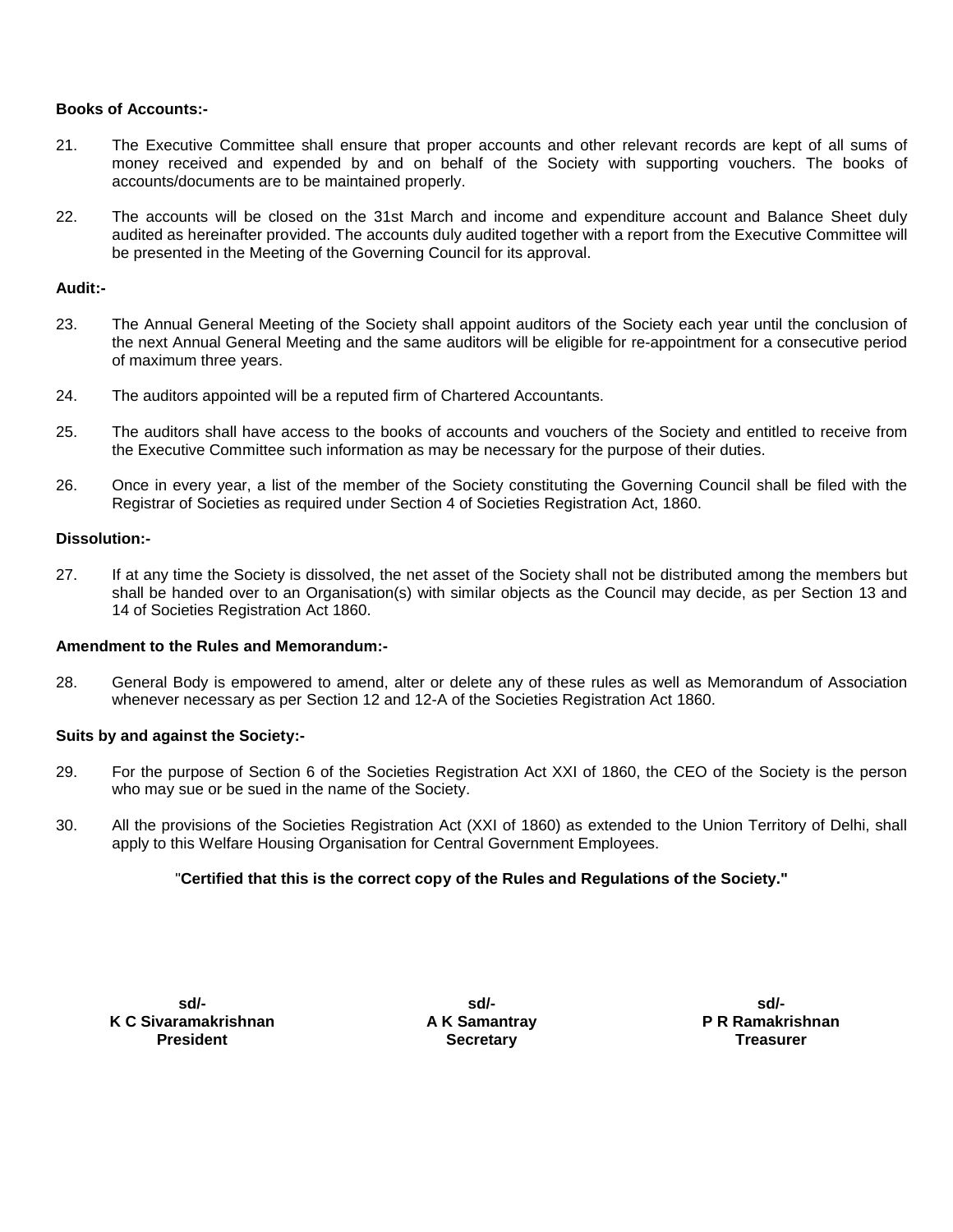**Books of Accounts:-**

21. The Executive Committee shall ensure that proper accounts and other relevant records are kept of all sums of money received and expended by and on behalf of the Society with supporting vouchers. The books of accounts/documents are to be maintained properly.

22. The accounts will be closed on the 31st March and income and expenditure account and Balance Sheet duly audited as hereinafter provided. The accounts duly audited together with a report from the Executive Committee will be presented in the Meeting of the Governing Council for its approval.

**Audit:-**

23. The Annual General Meeting of the Society shall appoint auditors of the Society each year until the conclusion of the next Annual General Meeting and the same auditors will be eligible for re-appointment for a consecutive period of maximum three years.

24. The auditors appointed will be a reputed firm of Chartered Accountants.

25. The auditors shall have access to the books of accounts and vouchers of the Society and entitled to receive from the Executive Committee such information as may be necessary for the purpose of their duties.

26. Once in every year, a list of the member of the Society constituting the Governing Council shall be filed with the Registrar of Societies as required under Section 4 of Societies Registration Act, 1860.

**Dissolution:-**

27. If at any time the Society is dissolved, the net asset of the Society shall not be distributed among the members but shall be handed over to an Organisation(s) with similar objects as the Council may decide, as per Section 13 and 14 of Societies Registration Act 1860.

**Amendment to the Rules and Memorandum:-**

28. General Body is empowered to amend, alter or delete any of these rules as well as Memorandum of Association whenever necessary as per Section 12 and 12-A of the Societies Registration Act 1860.

**Suits by and against the Society:-**

29. For the purpose of Section 6 of the Societies Registration Act XXI of 1860, the CEO of the Society is the person who may sue or be sued in the name of the Society.

30. All the provisions of the Societies Registration Act (XXI of 1860) as extended to the Union Territory of Delhi, shall apply to this Welfare Housing Organisation for Central Government Employees.

"**Certified that this is the correct copy of the Rules and Regulations of the Society."**

| | | |
|---|---|---|
| **sd/-** | **sd/-** | **sd/-** |
| **K C Sivaramakrishnan** | **A K Samantray** | **P R Ramakrishnan** |
| **President** | **Secretary** | **Treasurer** |